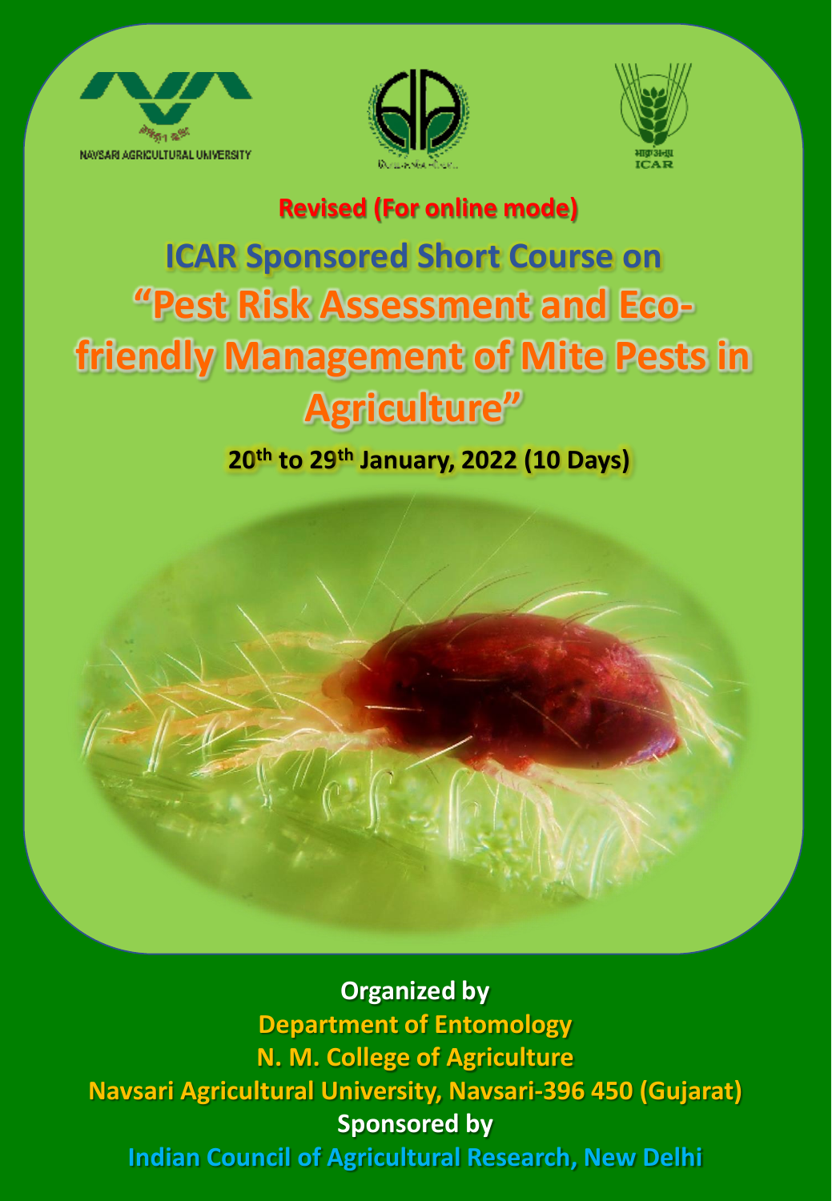NAVSARI AGRICULTURAL UNIVERSITY

ICAR

**Revised (For online mode)**

# ICAR Sponsored Short Course on

# "Pest Risk Assessment and Eco-friendly Management of Mite Pests in Agriculture"

**20th to 29th January, 2022 (10 Days)**

**Organized by**

**Department of Entomology**

**N. M. College of Agriculture**

**Navsari Agricultural University, Navsari-396 450 (Gujarat)**

**Sponsored by**

**Indian Council of Agricultural Research, New Delhi**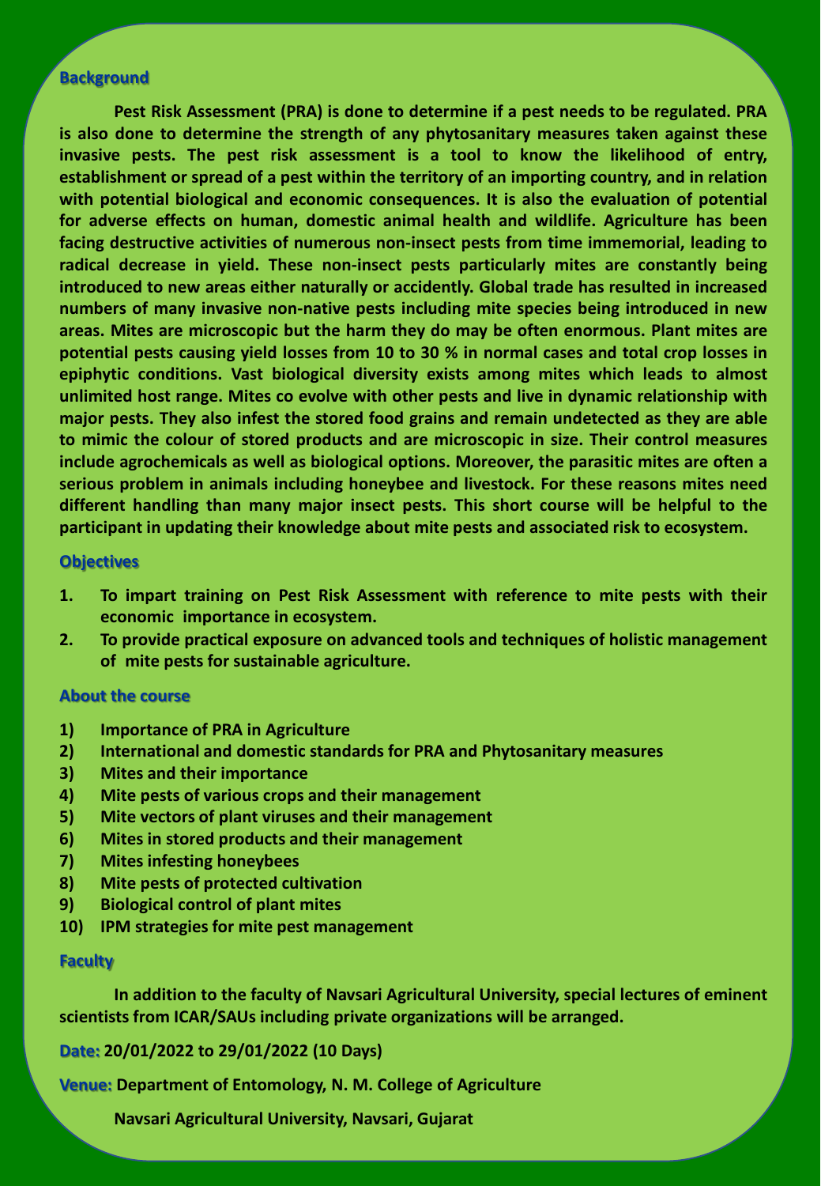## Background

**Pest Risk Assessment (PRA) is done to determine if a pest needs to be regulated. PRA is also done to determine the strength of any phytosanitary measures taken against these invasive pests. The pest risk assessment is a tool to know the likelihood of entry, establishment or spread of a pest within the territory of an importing country, and in relation with potential biological and economic consequences. It is also the evaluation of potential for adverse effects on human, domestic animal health and wildlife. Agriculture has been facing destructive activities of numerous non-insect pests from time immemorial, leading to radical decrease in yield. These non-insect pests particularly mites are constantly being introduced to new areas either naturally or accidently. Global trade has resulted in increased numbers of many invasive non-native pests including mite species being introduced in new areas. Mites are microscopic but the harm they do may be often enormous. Plant mites are potential pests causing yield losses from 10 to 30 % in normal cases and total crop losses in epiphytic conditions. Vast biological diversity exists among mites which leads to almost unlimited host range. Mites co evolve with other pests and live in dynamic relationship with major pests. They also infest the stored food grains and remain undetected as they are able to mimic the colour of stored products and are microscopic in size. Their control measures include agrochemicals as well as biological options. Moreover, the parasitic mites are often a serious problem in animals including honeybee and livestock. For these reasons mites need different handling than many major insect pests. This short course will be helpful to the participant in updating their knowledge about mite pests and associated risk to ecosystem.**

## Objectives

1. **To impart training on Pest Risk Assessment with reference to mite pests with their economic importance in ecosystem.**
2. **To provide practical exposure on advanced tools and techniques of holistic management of mite pests for sustainable agriculture.**

## About the course

1) **Importance of PRA in Agriculture**
2) **International and domestic standards for PRA and Phytosanitary measures**
3) **Mites and their importance**
4) **Mite pests of various crops and their management**
5) **Mite vectors of plant viruses and their management**
6) **Mites in stored products and their management**
7) **Mites infesting honeybees**
8) **Mite pests of protected cultivation**
9) **Biological control of plant mites**
10) **IPM strategies for mite pest management**

## Faculty

**In addition to the faculty of Navsari Agricultural University, special lectures of eminent scientists from ICAR/SAUs including private organizations will be arranged.**

**Date:** **20/01/2022 to 29/01/2022 (10 Days)**

**Venue:** **Department of Entomology, N. M. College of Agriculture**

**Navsari Agricultural University, Navsari, Gujarat**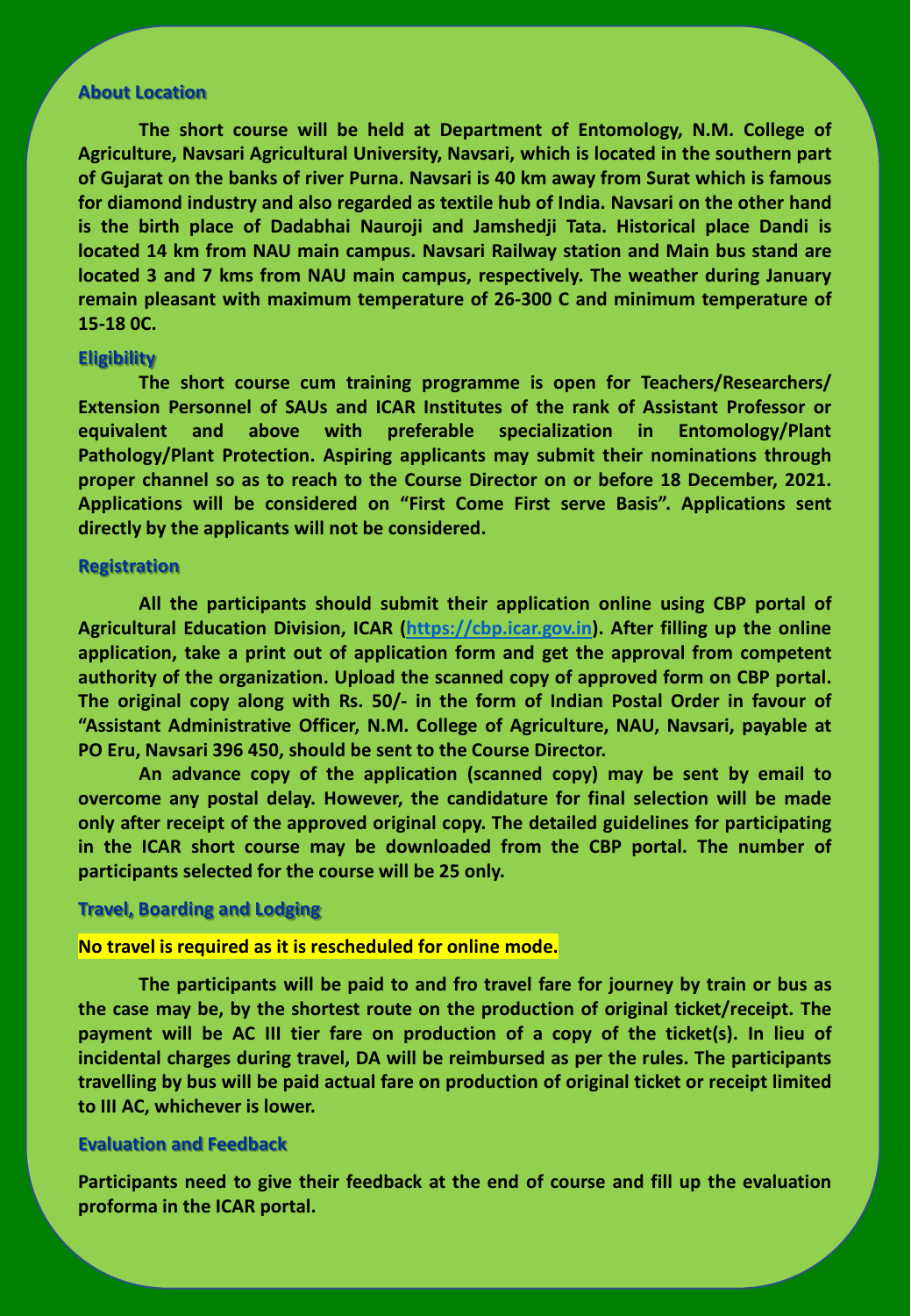## About Location

The short course will be held at Department of Entomology, N.M. College of Agriculture, Navsari Agricultural University, Navsari, which is located in the southern part of Gujarat on the banks of river Purna. Navsari is 40 km away from Surat which is famous for diamond industry and also regarded as textile hub of India. Navsari on the other hand is the birth place of Dadabhai Nauroji and Jamshedji Tata. Historical place Dandi is located 14 km from NAU main campus. Navsari Railway station and Main bus stand are located 3 and 7 kms from NAU main campus, respectively. The weather during January remain pleasant with maximum temperature of 26-300 C and minimum temperature of 15-18 0C.

## Eligibility

The short course cum training programme is open for Teachers/Researchers/ Extension Personnel of SAUs and ICAR Institutes of the rank of Assistant Professor or equivalent and above with preferable specialization in Entomology/Plant Pathology/Plant Protection. Aspiring applicants may submit their nominations through proper channel so as to reach to the Course Director on or before 18 December, 2021. Applications will be considered on "First Come First serve Basis". Applications sent directly by the applicants will not be considered.

## Registration

All the participants should submit their application online using CBP portal of Agricultural Education Division, ICAR (https://cbp.icar.gov.in). After filling up the online application, take a print out of application form and get the approval from competent authority of the organization. Upload the scanned copy of approved form on CBP portal. The original copy along with Rs. 50/- in the form of Indian Postal Order in favour of "Assistant Administrative Officer, N.M. College of Agriculture, NAU, Navsari, payable at PO Eru, Navsari 396 450, should be sent to the Course Director.

An advance copy of the application (scanned copy) may be sent by email to overcome any postal delay. However, the candidature for final selection will be made only after receipt of the approved original copy. The detailed guidelines for participating in the ICAR short course may be downloaded from the CBP portal. The number of participants selected for the course will be 25 only.

## Travel, Boarding and Lodging

**No travel is required as it is rescheduled for online mode.**

The participants will be paid to and fro travel fare for journey by train or bus as the case may be, by the shortest route on the production of original ticket/receipt. The payment will be AC III tier fare on production of a copy of the ticket(s). In lieu of incidental charges during travel, DA will be reimbursed as per the rules. The participants travelling by bus will be paid actual fare on production of original ticket or receipt limited to III AC, whichever is lower.

## Evaluation and Feedback

Participants need to give their feedback at the end of course and fill up the evaluation proforma in the ICAR portal.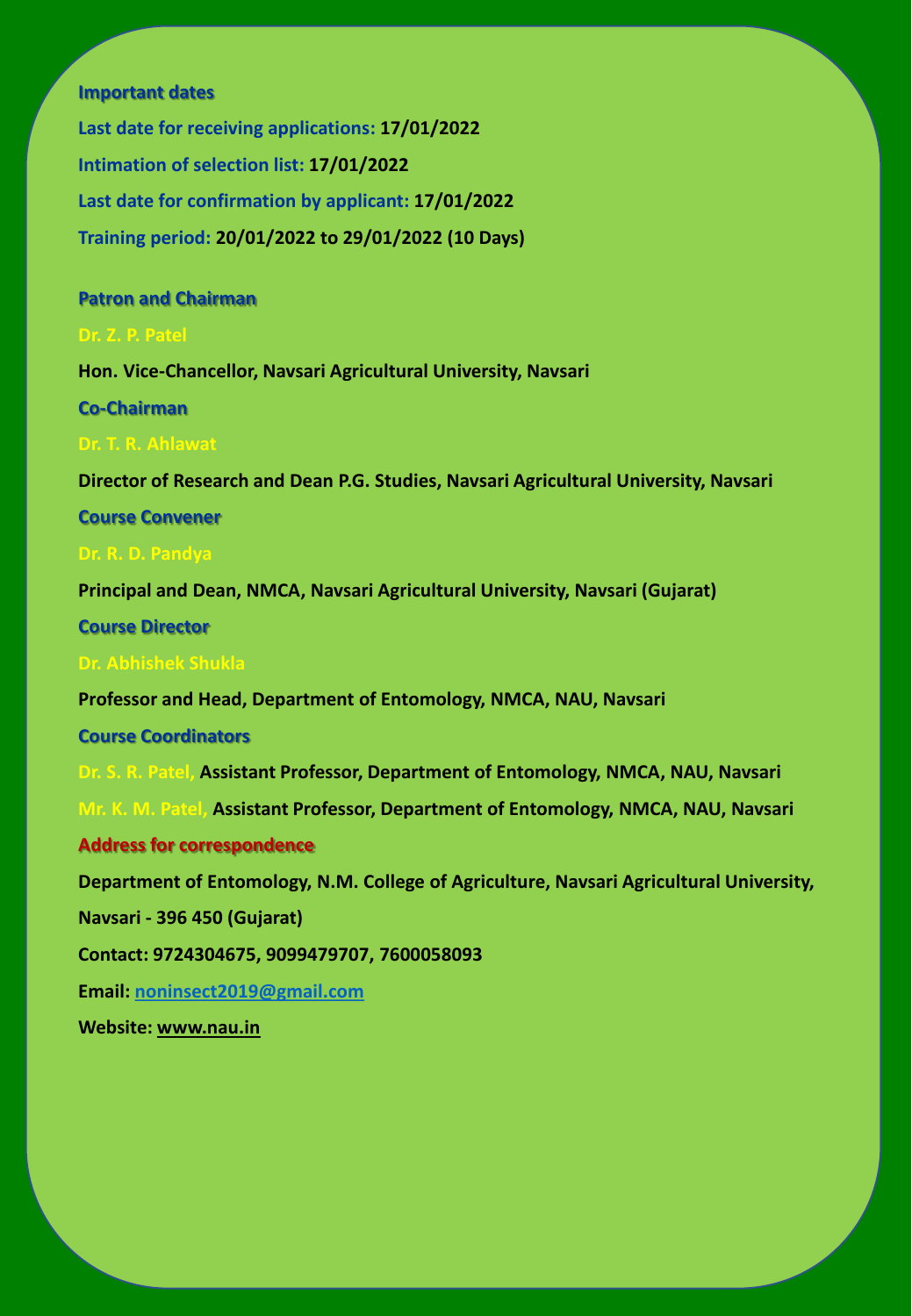**Important dates**

**Last date for receiving applications: 17/01/2022**

**Intimation of selection list: 17/01/2022**

**Last date for confirmation by applicant: 17/01/2022**

**Training period: 20/01/2022 to 29/01/2022 (10 Days)**

**Patron and Chairman**

**Dr. Z. P. Patel**

**Hon. Vice-Chancellor, Navsari Agricultural University, Navsari**

**Co-Chairman**

**Dr. T. R. Ahlawat**

**Director of Research and Dean P.G. Studies, Navsari Agricultural University, Navsari**

**Course Convener**

**Dr. R. D. Pandya**

**Principal and Dean, NMCA, Navsari Agricultural University, Navsari (Gujarat)**

**Course Director**

**Dr. Abhishek Shukla**

**Professor and Head, Department of Entomology, NMCA, NAU, Navsari**

**Course Coordinators**

**Dr. S. R. Patel, Assistant Professor, Department of Entomology, NMCA, NAU, Navsari**

**Mr. K. M. Patel, Assistant Professor, Department of Entomology, NMCA, NAU, Navsari**

**Address for correspondence**

**Department of Entomology, N.M. College of Agriculture, Navsari Agricultural University, Navsari - 396 450 (Gujarat)**

**Contact: 9724304675, 9099479707, 7600058093**

**Email: noninsect2019@gmail.com**

**Website: www.nau.in**